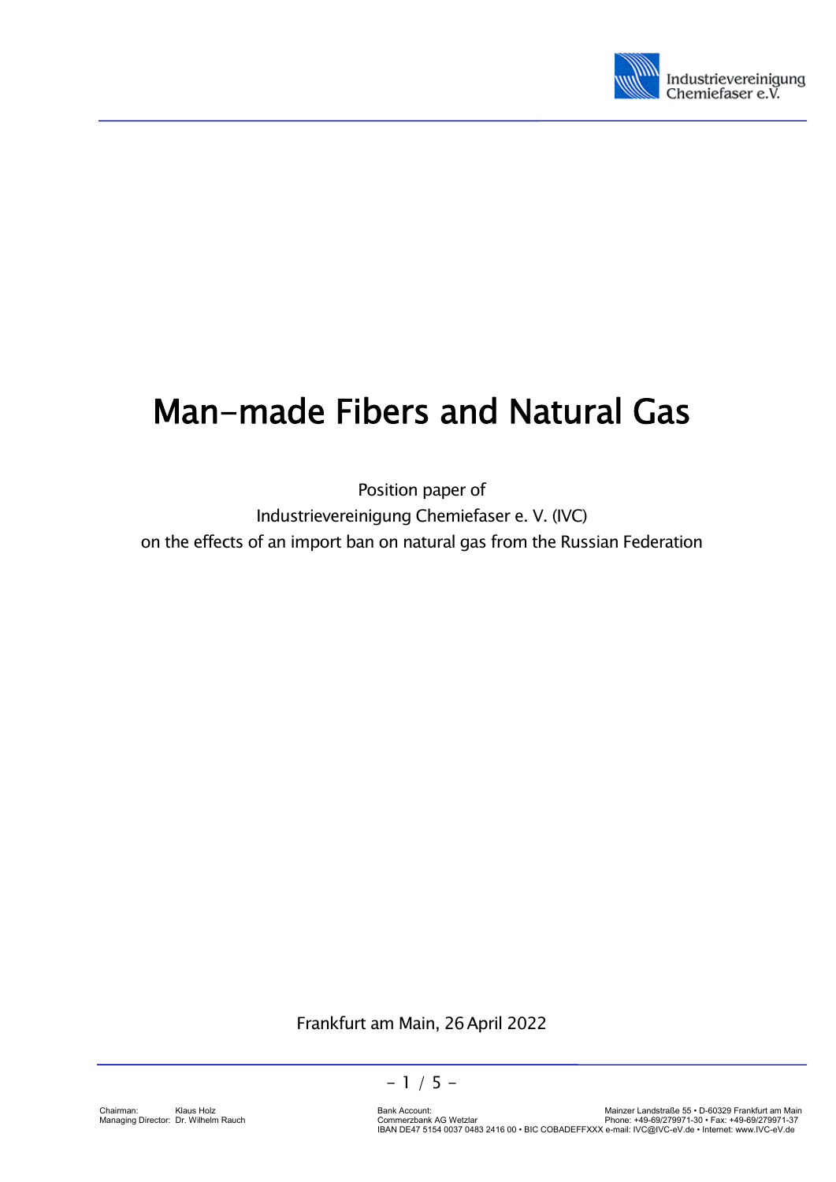# Man-made Fibers and Natural Gas

Position paper of

Industrievereinigung Chemiefaser e. V. (IVC)

on the effects of an import ban on natural gas from the Russian Federation

Frankfurt am Main, 26 April 2022

Chairman: Klaus Holz
Managing Director: Dr. Wilhelm Rauch

Bank Account:
Commerzbank AG Wetzlar
IBAN DE47 5154 0037 0483 2416 00 • BIC COBADEFFXXX

Mainzer Landstraße 55 • D-60329 Frankfurt am Main
Phone: +49-69/279971-30 • Fax: +49-69/279971-37
e-mail: IVC@IVC-eV.de • Internet: www.IVC-eV.de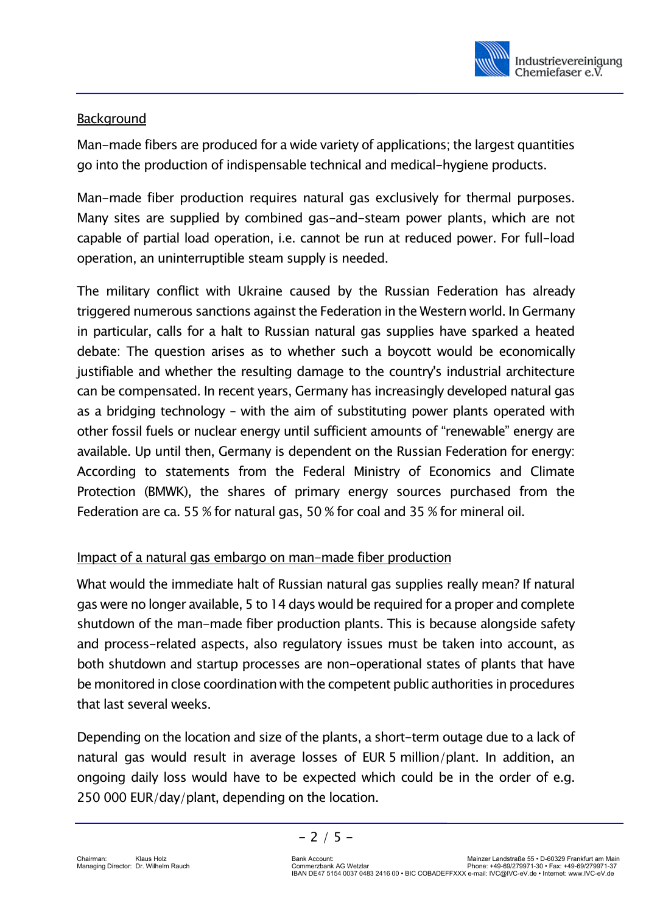## Background

Man-made fibers are produced for a wide variety of applications; the largest quantities go into the production of indispensable technical and medical-hygiene products.

Man-made fiber production requires natural gas exclusively for thermal purposes. Many sites are supplied by combined gas-and-steam power plants, which are not capable of partial load operation, i.e. cannot be run at reduced power. For full-load operation, an uninterruptible steam supply is needed.

The military conflict with Ukraine caused by the Russian Federation has already triggered numerous sanctions against the Federation in the Western world. In Germany in particular, calls for a halt to Russian natural gas supplies have sparked a heated debate: The question arises as to whether such a boycott would be economically justifiable and whether the resulting damage to the country's industrial architecture can be compensated. In recent years, Germany has increasingly developed natural gas as a bridging technology – with the aim of substituting power plants operated with other fossil fuels or nuclear energy until sufficient amounts of "renewable" energy are available. Up until then, Germany is dependent on the Russian Federation for energy: According to statements from the Federal Ministry of Economics and Climate Protection (BMWK), the shares of primary energy sources purchased from the Federation are ca. 55 % for natural gas, 50 % for coal and 35 % for mineral oil.

## Impact of a natural gas embargo on man-made fiber production

What would the immediate halt of Russian natural gas supplies really mean? If natural gas were no longer available, 5 to 14 days would be required for a proper and complete shutdown of the man-made fiber production plants. This is because alongside safety and process-related aspects, also regulatory issues must be taken into account, as both shutdown and startup processes are non-operational states of plants that have be monitored in close coordination with the competent public authorities in procedures that last several weeks.

Depending on the location and size of the plants, a short-term outage due to a lack of natural gas would result in average losses of EUR 5 million/plant. In addition, an ongoing daily loss would have to be expected which could be in the order of e.g. 250 000 EUR/day/plant, depending on the location.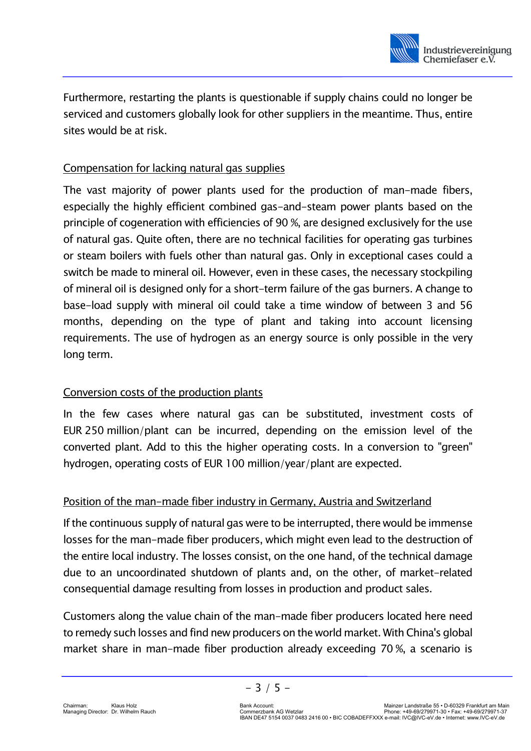Furthermore, restarting the plants is questionable if supply chains could no longer be serviced and customers globally look for other suppliers in the meantime. Thus, entire sites would be at risk.

Compensation for lacking natural gas supplies

The vast majority of power plants used for the production of man-made fibers, especially the highly efficient combined gas-and-steam power plants based on the principle of cogeneration with efficiencies of 90 %, are designed exclusively for the use of natural gas. Quite often, there are no technical facilities for operating gas turbines or steam boilers with fuels other than natural gas. Only in exceptional cases could a switch be made to mineral oil. However, even in these cases, the necessary stockpiling of mineral oil is designed only for a short-term failure of the gas burners. A change to base-load supply with mineral oil could take a time window of between 3 and 56 months, depending on the type of plant and taking into account licensing requirements. The use of hydrogen as an energy source is only possible in the very long term.

Conversion costs of the production plants

In the few cases where natural gas can be substituted, investment costs of EUR 250 million/plant can be incurred, depending on the emission level of the converted plant. Add to this the higher operating costs. In a conversion to "green" hydrogen, operating costs of EUR 100 million/year/plant are expected.

Position of the man-made fiber industry in Germany, Austria and Switzerland

If the continuous supply of natural gas were to be interrupted, there would be immense losses for the man-made fiber producers, which might even lead to the destruction of the entire local industry. The losses consist, on the one hand, of the technical damage due to an uncoordinated shutdown of plants and, on the other, of market-related consequential damage resulting from losses in production and product sales.

Customers along the value chain of the man-made fiber producers located here need to remedy such losses and find new producers on the world market. With China's global market share in man-made fiber production already exceeding 70 %, a scenario is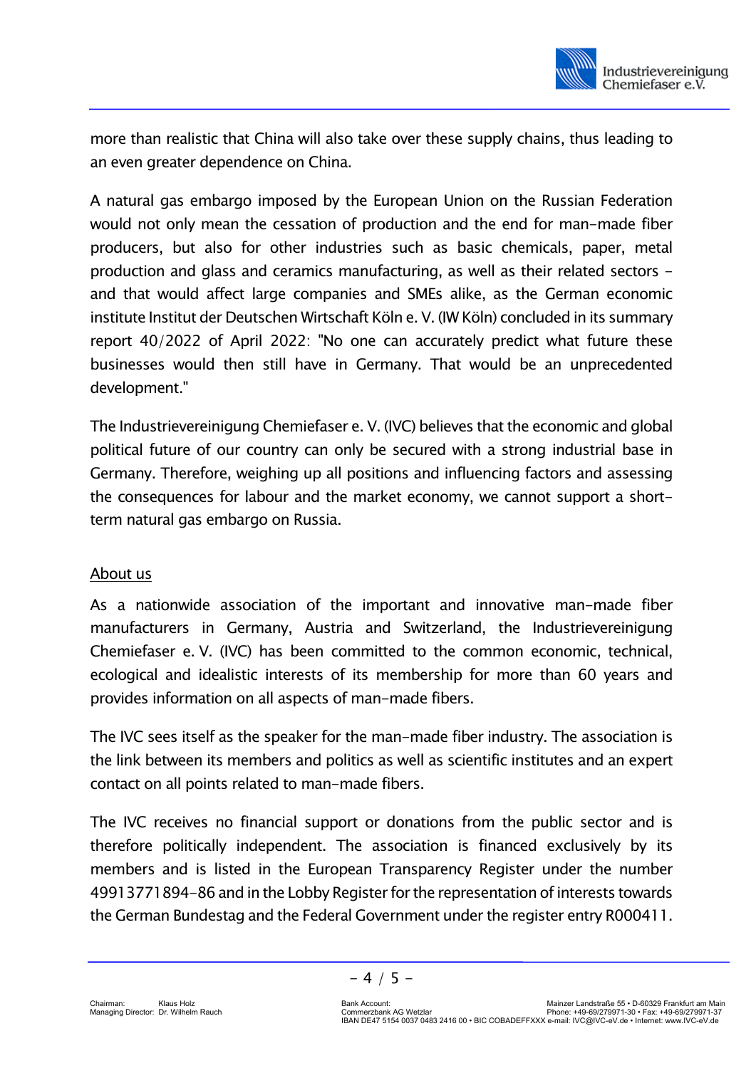more than realistic that China will also take over these supply chains, thus leading to an even greater dependence on China.

A natural gas embargo imposed by the European Union on the Russian Federation would not only mean the cessation of production and the end for man-made fiber producers, but also for other industries such as basic chemicals, paper, metal production and glass and ceramics manufacturing, as well as their related sectors – and that would affect large companies and SMEs alike, as the German economic institute Institut der Deutschen Wirtschaft Köln e. V. (IW Köln) concluded in its summary report 40/2022 of April 2022: "No one can accurately predict what future these businesses would then still have in Germany. That would be an unprecedented development."

The Industrievereinigung Chemiefaser e. V. (IVC) believes that the economic and global political future of our country can only be secured with a strong industrial base in Germany. Therefore, weighing up all positions and influencing factors and assessing the consequences for labour and the market economy, we cannot support a short-term natural gas embargo on Russia.

## About us

As a nationwide association of the important and innovative man-made fiber manufacturers in Germany, Austria and Switzerland, the Industrievereinigung Chemiefaser e. V. (IVC) has been committed to the common economic, technical, ecological and idealistic interests of its membership for more than 60 years and provides information on all aspects of man-made fibers.

The IVC sees itself as the speaker for the man-made fiber industry. The association is the link between its members and politics as well as scientific institutes and an expert contact on all points related to man-made fibers.

The IVC receives no financial support or donations from the public sector and is therefore politically independent. The association is financed exclusively by its members and is listed in the European Transparency Register under the number 49913771894-86 and in the Lobby Register for the representation of interests towards the German Bundestag and the Federal Government under the register entry R000411.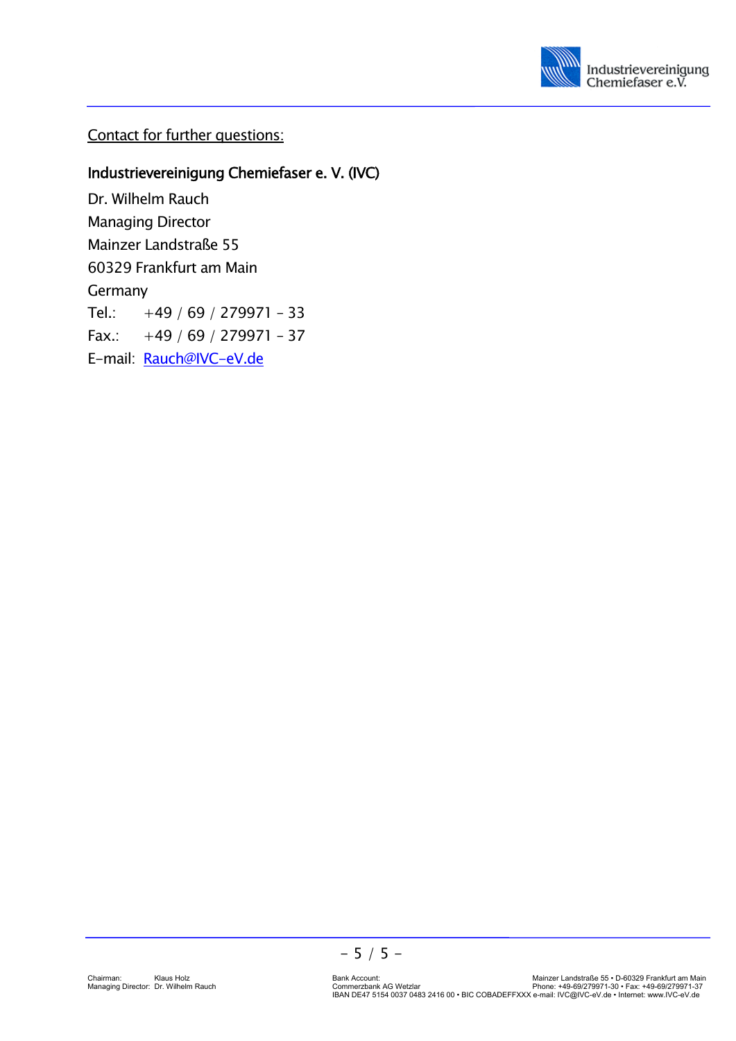Contact for further questions:

**Industrievereinigung Chemiefaser e. V. (IVC)**

Dr. Wilhelm Rauch
Managing Director
Mainzer Landstraße 55
60329 Frankfurt am Main
Germany
Tel.: +49 / 69 / 279971 – 33
Fax.: +49 / 69 / 279971 – 37
E-mail: Rauch@IVC-eV.de